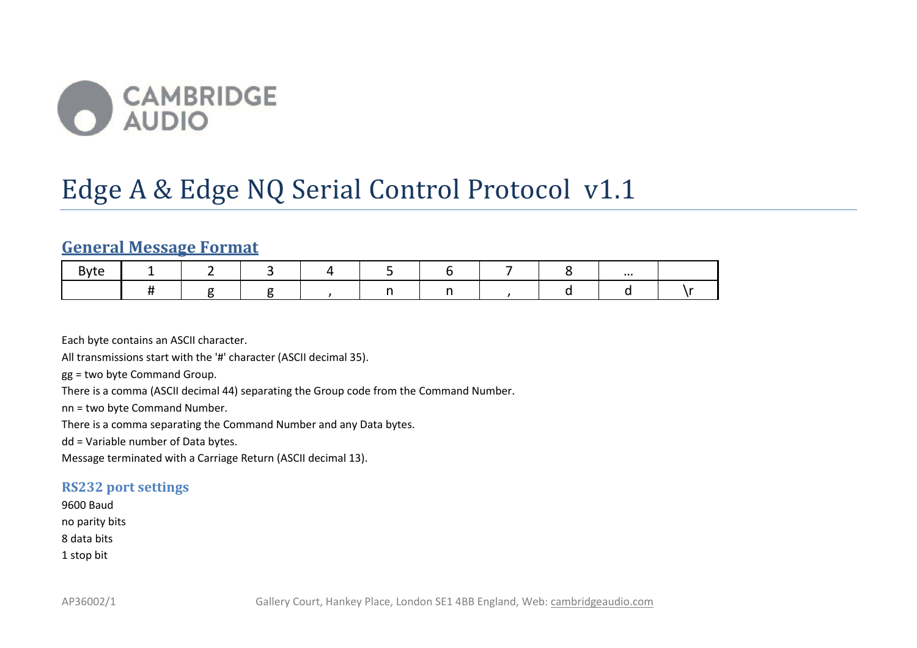CAMBRIDGE AUDIO

# Edge A & Edge NQ Serial Control Protocol v1.1

## General Message Format

| Byte | 1 | 2 | 3 | 4 | 5 | 6 | 7 | 8 | … | |
|---|---|---|---|---|---|---|---|---|---|---|
| | # | g | g | , | n | n | , | d | d | \r |

Each byte contains an ASCII character.

All transmissions start with the '#' character (ASCII decimal 35).

gg = two byte Command Group.

There is a comma (ASCII decimal 44) separating the Group code from the Command Number.

nn = two byte Command Number.

There is a comma separating the Command Number and any Data bytes.

dd = Variable number of Data bytes.

Message terminated with a Carriage Return (ASCII decimal 13).

### RS232 port settings

9600 Baud

no parity bits

8 data bits

1 stop bit

AP36002/1 Gallery Court, Hankey Place, London SE1 4BB England, Web: cambridgeaudio.com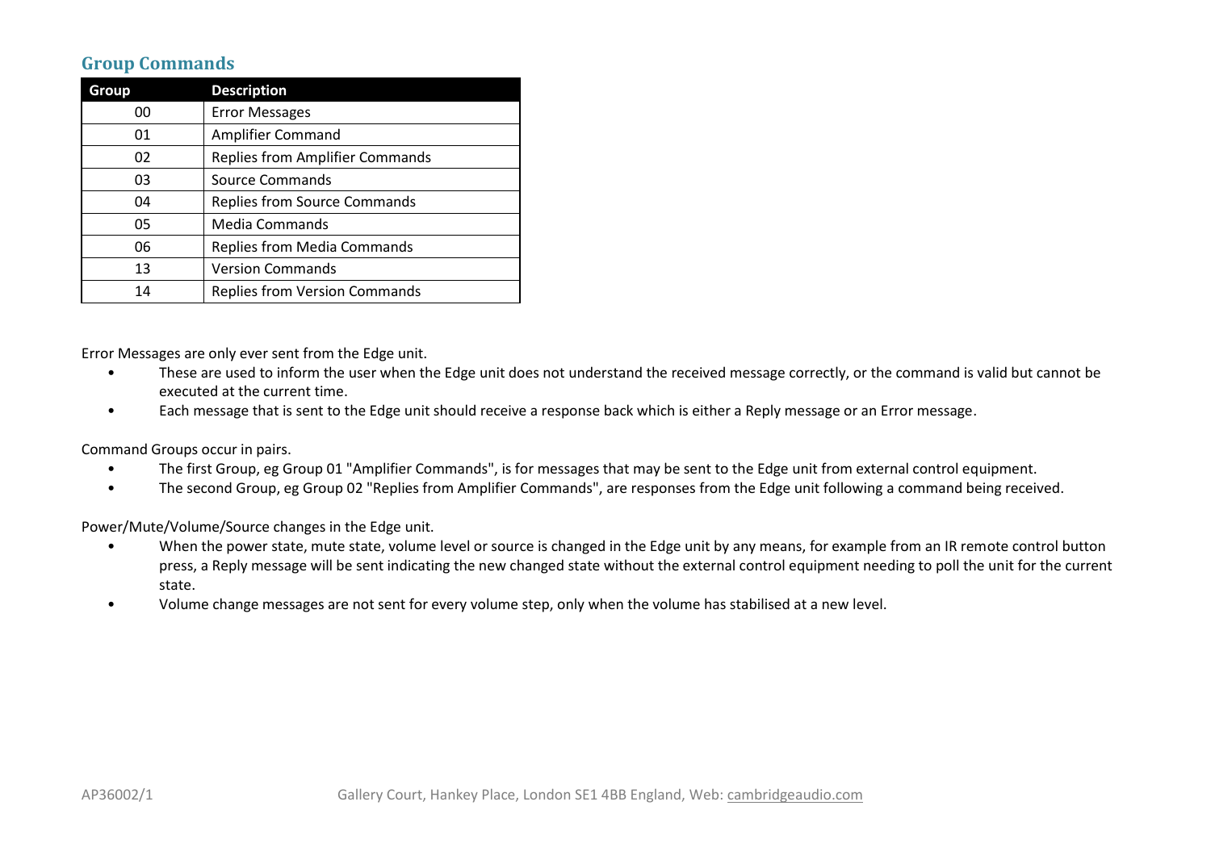## Group Commands

| Group | Description |
|---|---|
| 00 | Error Messages |
| 01 | Amplifier Command |
| 02 | Replies from Amplifier Commands |
| 03 | Source Commands |
| 04 | Replies from Source Commands |
| 05 | Media Commands |
| 06 | Replies from Media Commands |
| 13 | Version Commands |
| 14 | Replies from Version Commands |

Error Messages are only ever sent from the Edge unit.

- These are used to inform the user when the Edge unit does not understand the received message correctly, or the command is valid but cannot be executed at the current time.
- Each message that is sent to the Edge unit should receive a response back which is either a Reply message or an Error message.

Command Groups occur in pairs.

- The first Group, eg Group 01 "Amplifier Commands", is for messages that may be sent to the Edge unit from external control equipment.
- The second Group, eg Group 02 "Replies from Amplifier Commands", are responses from the Edge unit following a command being received.

Power/Mute/Volume/Source changes in the Edge unit.

- When the power state, mute state, volume level or source is changed in the Edge unit by any means, for example from an IR remote control button press, a Reply message will be sent indicating the new changed state without the external control equipment needing to poll the unit for the current state.
- Volume change messages are not sent for every volume step, only when the volume has stabilised at a new level.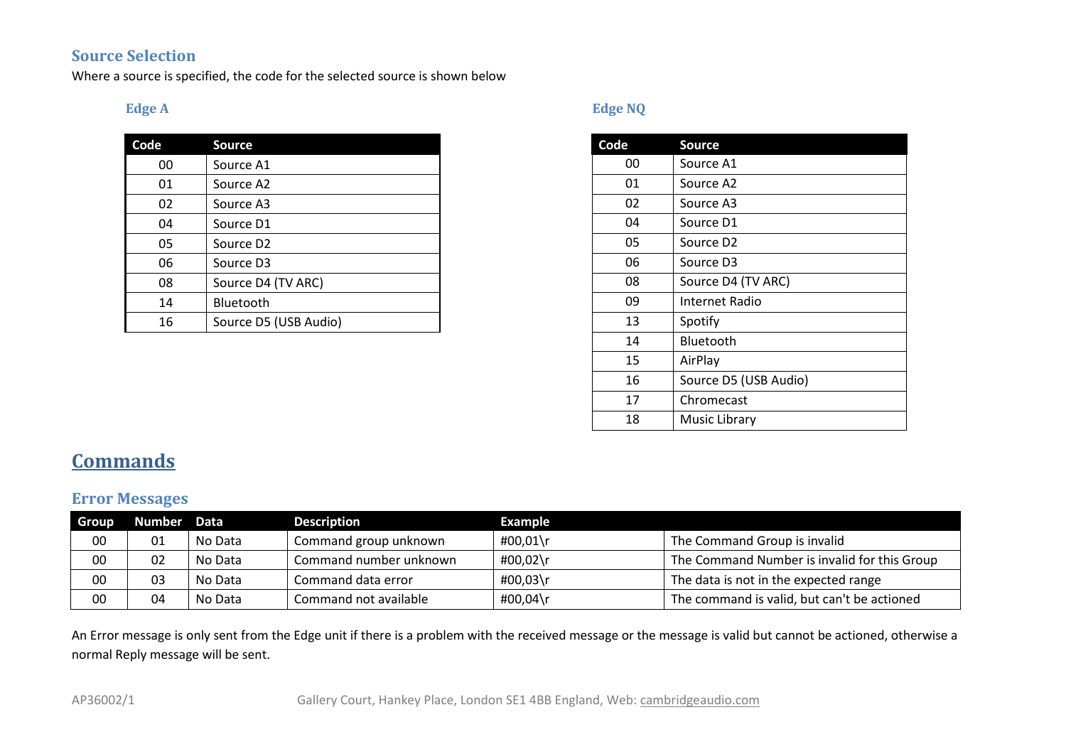## Source Selection

Where a source is specified, the code for the selected source is shown below

### Edge A

| Code | Source |
|---|---|
| 00 | Source A1 |
| 01 | Source A2 |
| 02 | Source A3 |
| 04 | Source D1 |
| 05 | Source D2 |
| 06 | Source D3 |
| 08 | Source D4 (TV ARC) |
| 14 | Bluetooth |
| 16 | Source D5 (USB Audio) |

### Edge NQ

| Code | Source |
|---|---|
| 00 | Source A1 |
| 01 | Source A2 |
| 02 | Source A3 |
| 04 | Source D1 |
| 05 | Source D2 |
| 06 | Source D3 |
| 08 | Source D4 (TV ARC) |
| 09 | Internet Radio |
| 13 | Spotify |
| 14 | Bluetooth |
| 15 | AirPlay |
| 16 | Source D5 (USB Audio) |
| 17 | Chromecast |
| 18 | Music Library |

# Commands

## Error Messages

| Group | Number | Data | Description | Example | |
|---|---|---|---|---|---|
| 00 | 01 | No Data | Command group unknown | #00,01\r | The Command Group is invalid |
| 00 | 02 | No Data | Command number unknown | #00,02\r | The Command Number is invalid for this Group |
| 00 | 03 | No Data | Command data error | #00,03\r | The data is not in the expected range |
| 00 | 04 | No Data | Command not available | #00,04\r | The command is valid, but can't be actioned |

An Error message is only sent from the Edge unit if there is a problem with the received message or the message is valid but cannot be actioned, otherwise a normal Reply message will be sent.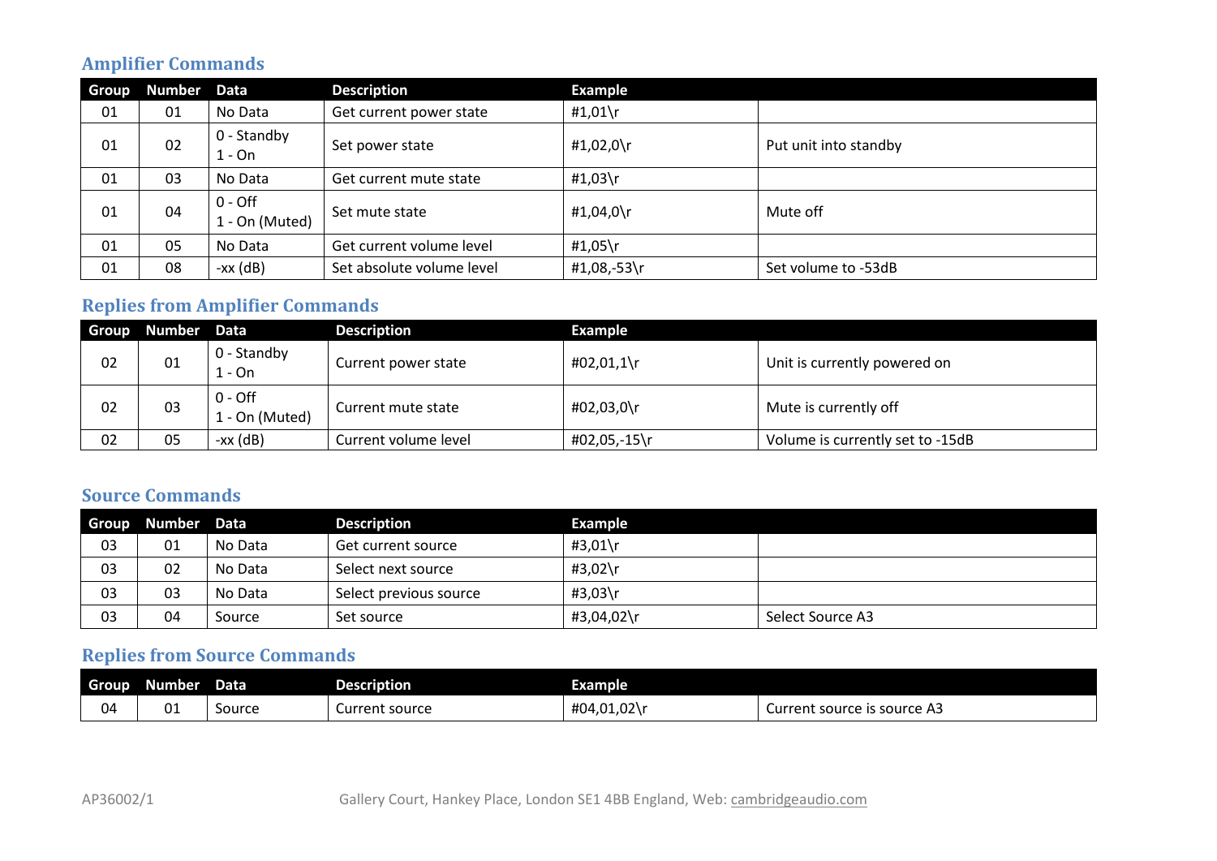## Amplifier Commands

| Group | Number | Data | Description | Example | |
|---|---|---|---|---|---|
| 01 | 01 | No Data | Get current power state | #1,01\r | |
| 01 | 02 | 0 - Standby<br>1 - On | Set power state | #1,02,0\r | Put unit into standby |
| 01 | 03 | No Data | Get current mute state | #1,03\r | |
| 01 | 04 | 0 - Off<br>1 - On (Muted) | Set mute state | #1,04,0\r | Mute off |
| 01 | 05 | No Data | Get current volume level | #1,05\r | |
| 01 | 08 | -xx (dB) | Set absolute volume level | #1,08,-53\r | Set volume to -53dB |

## Replies from Amplifier Commands

| Group | Number | Data | Description | Example | |
|---|---|---|---|---|---|
| 02 | 01 | 0 - Standby<br>1 - On | Current power state | #02,01,1\r | Unit is currently powered on |
| 02 | 03 | 0 - Off<br>1 - On (Muted) | Current mute state | #02,03,0\r | Mute is currently off |
| 02 | 05 | -xx (dB) | Current volume level | #02,05,-15\r | Volume is currently set to -15dB |

## Source Commands

| Group | Number | Data | Description | Example | |
|---|---|---|---|---|---|
| 03 | 01 | No Data | Get current source | #3,01\r | |
| 03 | 02 | No Data | Select next source | #3,02\r | |
| 03 | 03 | No Data | Select previous source | #3,03\r | |
| 03 | 04 | Source | Set source | #3,04,02\r | Select Source A3 |

## Replies from Source Commands

| Group | Number | Data | Description | Example | |
|---|---|---|---|---|---|
| 04 | 01 | Source | Current source | #04,01,02\r | Current source is source A3 |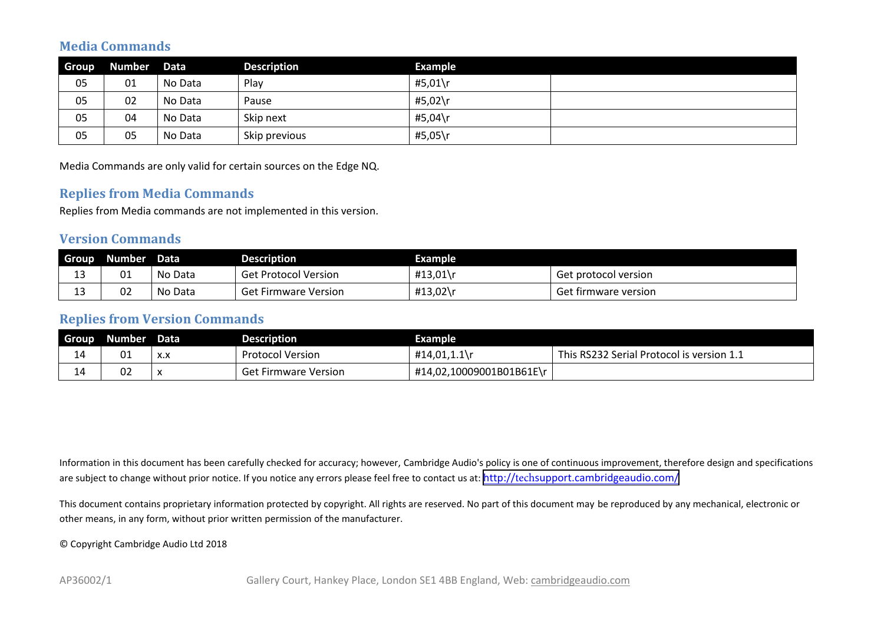## Media Commands

| Group | Number | Data | Description | Example | |
|---|---|---|---|---|---|
| 05 | 01 | No Data | Play | #5,01\r | |
| 05 | 02 | No Data | Pause | #5,02\r | |
| 05 | 04 | No Data | Skip next | #5,04\r | |
| 05 | 05 | No Data | Skip previous | #5,05\r | |

Media Commands are only valid for certain sources on the Edge NQ.

## Replies from Media Commands

Replies from Media commands are not implemented in this version.

## Version Commands

| Group | Number | Data | Description | Example | |
|---|---|---|---|---|---|
| 13 | 01 | No Data | Get Protocol Version | #13,01\r | Get protocol version |
| 13 | 02 | No Data | Get Firmware Version | #13,02\r | Get firmware version |

## Replies from Version Commands

| Group | Number | Data | Description | Example | |
|---|---|---|---|---|---|
| 14 | 01 | x.x | Protocol Version | #14,01,1.1\r | This RS232 Serial Protocol is version 1.1 |
| 14 | 02 | x | Get Firmware Version | #14,02,10009001B01B61E\r | |

Information in this document has been carefully checked for accuracy; however, Cambridge Audio's policy is one of continuous improvement, therefore design and specifications are subject to change without prior notice. If you notice any errors please feel free to contact us at: http://techsupport.cambridgeaudio.com/

This document contains proprietary information protected by copyright. All rights are reserved. No part of this document may be reproduced by any mechanical, electronic or other means, in any form, without prior written permission of the manufacturer.

© Copyright Cambridge Audio Ltd 2018

AP36002/1

Gallery Court, Hankey Place, London SE1 4BB England, Web: cambridgeaudio.com